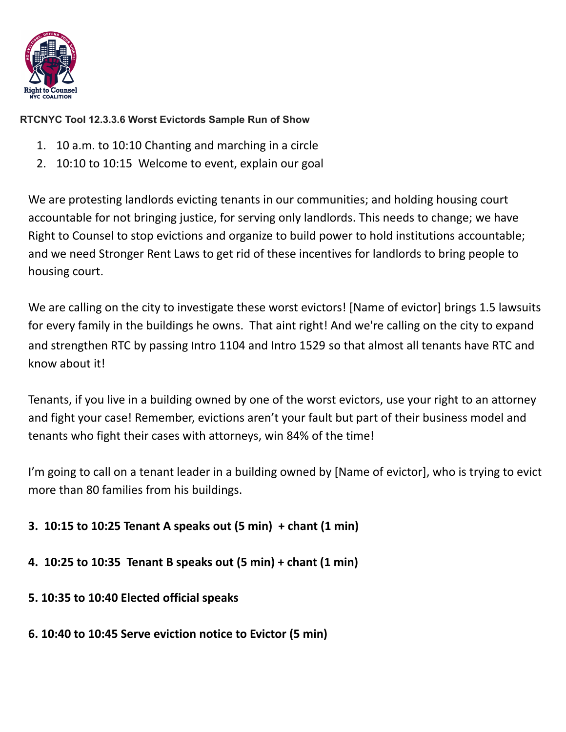**RTCNYC Tool 12.3.3.6 Worst Evictords Sample Run of Show**

1. 10 a.m. to 10:10 Chanting and marching in a circle
2. 10:10 to 10:15 Welcome to event, explain our goal

We are protesting landlords evicting tenants in our communities; and holding housing court accountable for not bringing justice, for serving only landlords. This needs to change; we have Right to Counsel to stop evictions and organize to build power to hold institutions accountable; and we need Stronger Rent Laws to get rid of these incentives for landlords to bring people to housing court.

We are calling on the city to investigate these worst evictors! [Name of evictor] brings 1.5 lawsuits for every family in the buildings he owns. That aint right! And we're calling on the city to expand and strengthen RTC by passing Intro 1104 and Intro 1529 so that almost all tenants have RTC and know about it!

Tenants, if you live in a building owned by one of the worst evictors, use your right to an attorney and fight your case! Remember, evictions aren't your fault but part of their business model and tenants who fight their cases with attorneys, win 84% of the time!

I'm going to call on a tenant leader in a building owned by [Name of evictor], who is trying to evict more than 80 families from his buildings.

**3. 10:15 to 10:25 Tenant A speaks out (5 min) + chant (1 min)**

**4. 10:25 to 10:35 Tenant B speaks out (5 min) + chant (1 min)**

**5. 10:35 to 10:40 Elected official speaks**

**6. 10:40 to 10:45 Serve eviction notice to Evictor (5 min)**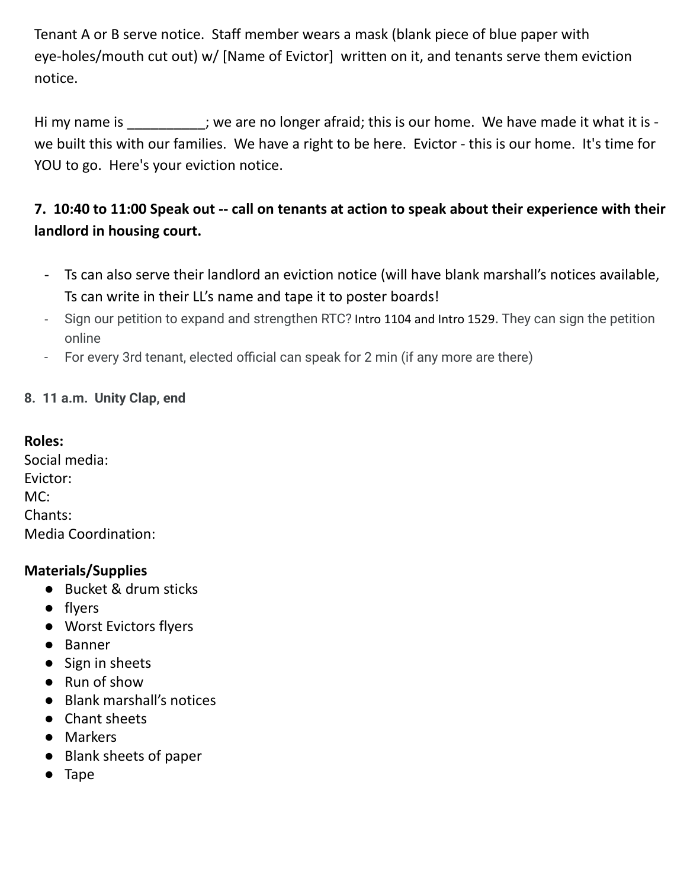Tenant A or B serve notice. Staff member wears a mask (blank piece of blue paper with eye-holes/mouth cut out) w/ [Name of Evictor] written on it, and tenants serve them eviction notice.

Hi my name is __________; we are no longer afraid; this is our home. We have made it what it is - we built this with our families. We have a right to be here. Evictor - this is our home. It's time for YOU to go. Here's your eviction notice.

### 7. 10:40 to 11:00 Speak out -- call on tenants at action to speak about their experience with their landlord in housing court.

- Ts can also serve their landlord an eviction notice (will have blank marshall's notices available, Ts can write in their LL's name and tape it to poster boards!
- Sign our petition to expand and strengthen RTC? Intro 1104 and Intro 1529. They can sign the petition online
- For every 3rd tenant, elected official can speak for 2 min (if any more are there)

**8. 11 a.m. Unity Clap, end**

**Roles:**
Social media:
Evictor:
MC:
Chants:
Media Coordination:

**Materials/Supplies**

- Bucket & drum sticks
- flyers
- Worst Evictors flyers
- Banner
- Sign in sheets
- Run of show
- Blank marshall's notices
- Chant sheets
- Markers
- Blank sheets of paper
- Tape